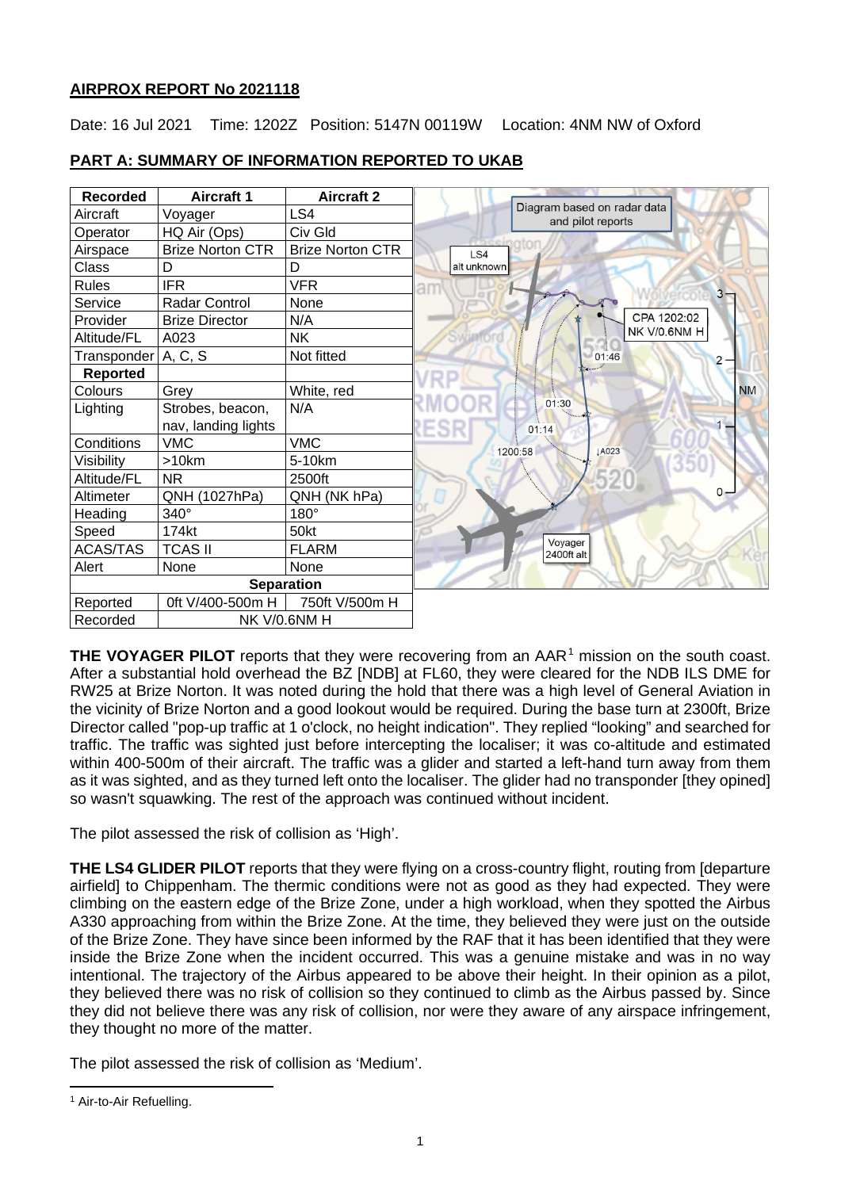## AIRPROX REPORT No 2021118

Date: 16 Jul 2021 Time: 1202Z Position: 5147N 00119W Location: 4NM NW of Oxford

## PART A: SUMMARY OF INFORMATION REPORTED TO UKAB

| Recorded | Aircraft 1 | Aircraft 2 |
|---|---|---|
| Aircraft | Voyager | LS4 |
| Operator | HQ Air (Ops) | Civ Gld |
| Airspace | Brize Norton CTR | Brize Norton CTR |
| Class | D | D |
| Rules | IFR | VFR |
| Service | Radar Control | None |
| Provider | Brize Director | N/A |
| Altitude/FL | A023 | NK |
| Transponder | A, C, S | Not fitted |
| **Reported** | | |
| Colours | Grey | White, red |
| Lighting | Strobes, beacon, nav, landing lights | N/A |
| Conditions | VMC | VMC |
| Visibility | >10km | 5-10km |
| Altitude/FL | NR | 2500ft |
| Altimeter | QNH (1027hPa) | QNH (NK hPa) |
| Heading | 340° | 180° |
| Speed | 174kt | 50kt |
| ACAS/TAS | TCAS II | FLARM |
| Alert | None | None |
| **Separation** | | |
| Reported | 0ft V/400-500m H | 750ft V/500m H |
| Recorded | NK V/0.6NM H | |

Diagram based on radar data and pilot reports

**THE VOYAGER PILOT** reports that they were recovering from an AAR[1] mission on the south coast. After a substantial hold overhead the BZ [NDB] at FL60, they were cleared for the NDB ILS DME for RW25 at Brize Norton. It was noted during the hold that there was a high level of General Aviation in the vicinity of Brize Norton and a good lookout would be required. During the base turn at 2300ft, Brize Director called "pop-up traffic at 1 o'clock, no height indication". They replied "looking" and searched for traffic. The traffic was sighted just before intercepting the localiser; it was co-altitude and estimated within 400-500m of their aircraft. The traffic was a glider and started a left-hand turn away from them as it was sighted, and as they turned left onto the localiser. The glider had no transponder [they opined] so wasn't squawking. The rest of the approach was continued without incident.

The pilot assessed the risk of collision as 'High'.

**THE LS4 GLIDER PILOT** reports that they were flying on a cross-country flight, routing from [departure airfield] to Chippenham. The thermic conditions were not as good as they had expected. They were climbing on the eastern edge of the Brize Zone, under a high workload, when they spotted the Airbus A330 approaching from within the Brize Zone. At the time, they believed they were just on the outside of the Brize Zone. They have since been informed by the RAF that it has been identified that they were inside the Brize Zone when the incident occurred. This was a genuine mistake and was in no way intentional. The trajectory of the Airbus appeared to be above their height. In their opinion as a pilot, they believed there was no risk of collision so they continued to climb as the Airbus passed by. Since they did not believe there was any risk of collision, nor were they aware of any airspace infringement, they thought no more of the matter.

The pilot assessed the risk of collision as 'Medium'.

[1] Air-to-Air Refuelling.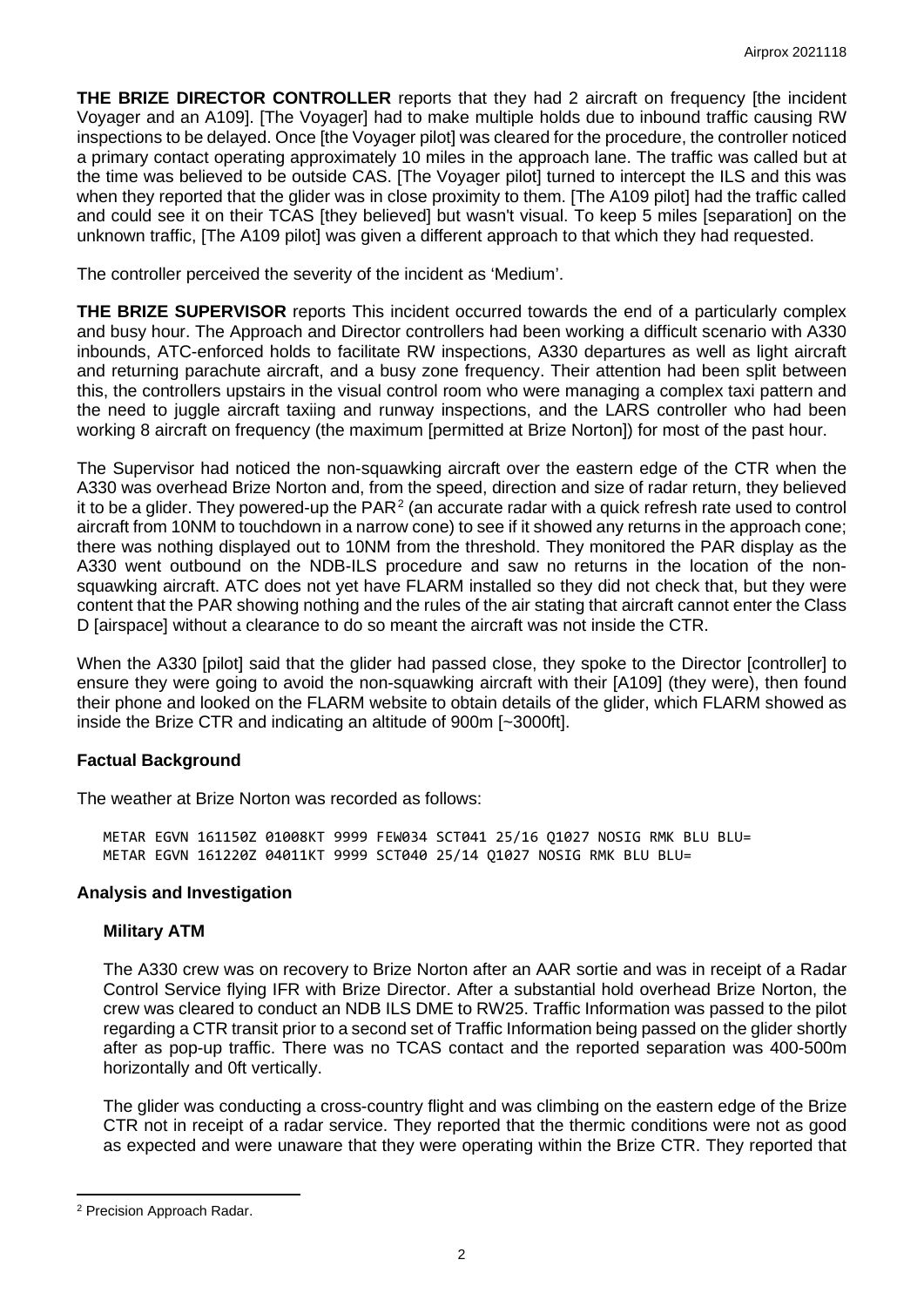**THE BRIZE DIRECTOR CONTROLLER** reports that they had 2 aircraft on frequency [the incident Voyager and an A109]. [The Voyager] had to make multiple holds due to inbound traffic causing RW inspections to be delayed. Once [the Voyager pilot] was cleared for the procedure, the controller noticed a primary contact operating approximately 10 miles in the approach lane. The traffic was called but at the time was believed to be outside CAS. [The Voyager pilot] turned to intercept the ILS and this was when they reported that the glider was in close proximity to them. [The A109 pilot] had the traffic called and could see it on their TCAS [they believed] but wasn't visual. To keep 5 miles [separation] on the unknown traffic, [The A109 pilot] was given a different approach to that which they had requested.

The controller perceived the severity of the incident as 'Medium'.

**THE BRIZE SUPERVISOR** reports This incident occurred towards the end of a particularly complex and busy hour. The Approach and Director controllers had been working a difficult scenario with A330 inbounds, ATC-enforced holds to facilitate RW inspections, A330 departures as well as light aircraft and returning parachute aircraft, and a busy zone frequency. Their attention had been split between this, the controllers upstairs in the visual control room who were managing a complex taxi pattern and the need to juggle aircraft taxiing and runway inspections, and the LARS controller who had been working 8 aircraft on frequency (the maximum [permitted at Brize Norton]) for most of the past hour.

The Supervisor had noticed the non-squawking aircraft over the eastern edge of the CTR when the A330 was overhead Brize Norton and, from the speed, direction and size of radar return, they believed it to be a glider. They powered-up the PAR[2] (an accurate radar with a quick refresh rate used to control aircraft from 10NM to touchdown in a narrow cone) to see if it showed any returns in the approach cone; there was nothing displayed out to 10NM from the threshold. They monitored the PAR display as the A330 went outbound on the NDB-ILS procedure and saw no returns in the location of the non-squawking aircraft. ATC does not yet have FLARM installed so they did not check that, but they were content that the PAR showing nothing and the rules of the air stating that aircraft cannot enter the Class D [airspace] without a clearance to do so meant the aircraft was not inside the CTR.

When the A330 [pilot] said that the glider had passed close, they spoke to the Director [controller] to ensure they were going to avoid the non-squawking aircraft with their [A109] (they were), then found their phone and looked on the FLARM website to obtain details of the glider, which FLARM showed as inside the Brize CTR and indicating an altitude of 900m [~3000ft].

## Factual Background

The weather at Brize Norton was recorded as follows:

```
METAR EGVN 161150Z 01008KT 9999 FEW034 SCT041 25/16 Q1027 NOSIG RMK BLU BLU=
METAR EGVN 161220Z 04011KT 9999 SCT040 25/14 Q1027 NOSIG RMK BLU BLU=
```

## Analysis and Investigation

### Military ATM

The A330 crew was on recovery to Brize Norton after an AAR sortie and was in receipt of a Radar Control Service flying IFR with Brize Director. After a substantial hold overhead Brize Norton, the crew was cleared to conduct an NDB ILS DME to RW25. Traffic Information was passed to the pilot regarding a CTR transit prior to a second set of Traffic Information being passed on the glider shortly after as pop-up traffic. There was no TCAS contact and the reported separation was 400-500m horizontally and 0ft vertically.

The glider was conducting a cross-country flight and was climbing on the eastern edge of the Brize CTR not in receipt of a radar service. They reported that the thermic conditions were not as good as expected and were unaware that they were operating within the Brize CTR. They reported that

[2] Precision Approach Radar.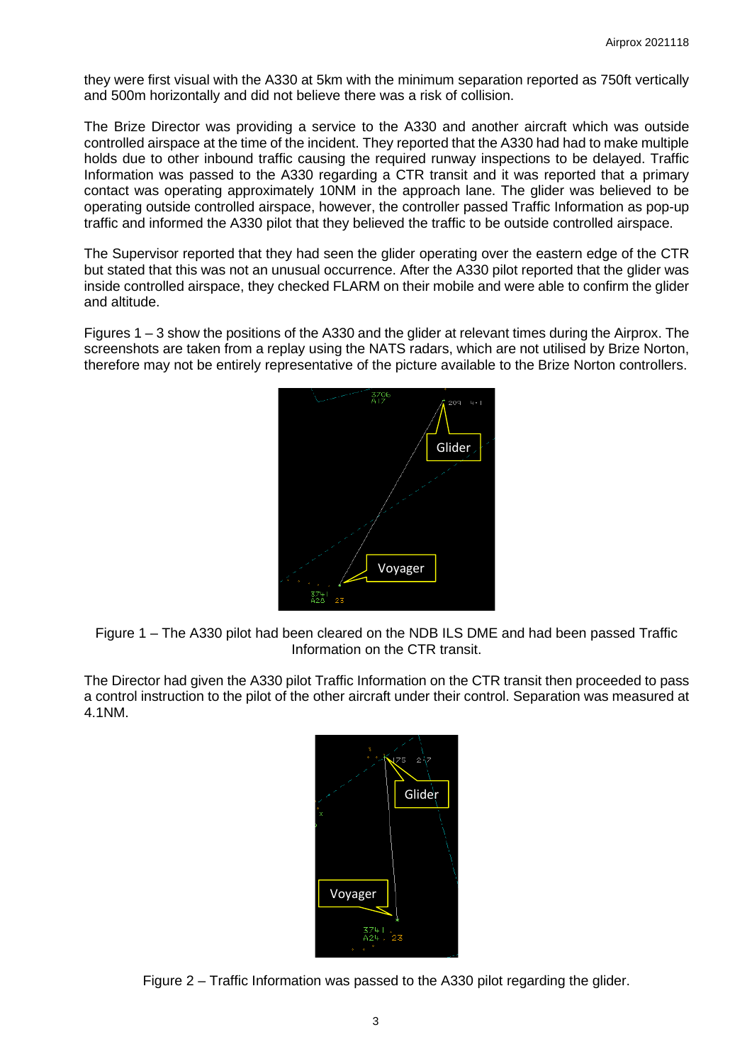they were first visual with the A330 at 5km with the minimum separation reported as 750ft vertically and 500m horizontally and did not believe there was a risk of collision.

The Brize Director was providing a service to the A330 and another aircraft which was outside controlled airspace at the time of the incident. They reported that the A330 had had to make multiple holds due to other inbound traffic causing the required runway inspections to be delayed. Traffic Information was passed to the A330 regarding a CTR transit and it was reported that a primary contact was operating approximately 10NM in the approach lane. The glider was believed to be operating outside controlled airspace, however, the controller passed Traffic Information as pop-up traffic and informed the A330 pilot that they believed the traffic to be outside controlled airspace.

The Supervisor reported that they had seen the glider operating over the eastern edge of the CTR but stated that this was not an unusual occurrence. After the A330 pilot reported that the glider was inside controlled airspace, they checked FLARM on their mobile and were able to confirm the glider and altitude.

Figures 1 – 3 show the positions of the A330 and the glider at relevant times during the Airprox. The screenshots are taken from a replay using the NATS radars, which are not utilised by Brize Norton, therefore may not be entirely representative of the picture available to the Brize Norton controllers.

Figure 1 – The A330 pilot had been cleared on the NDB ILS DME and had been passed Traffic Information on the CTR transit.

The Director had given the A330 pilot Traffic Information on the CTR transit then proceeded to pass a control instruction to the pilot of the other aircraft under their control. Separation was measured at 4.1NM.

Figure 2 – Traffic Information was passed to the A330 pilot regarding the glider.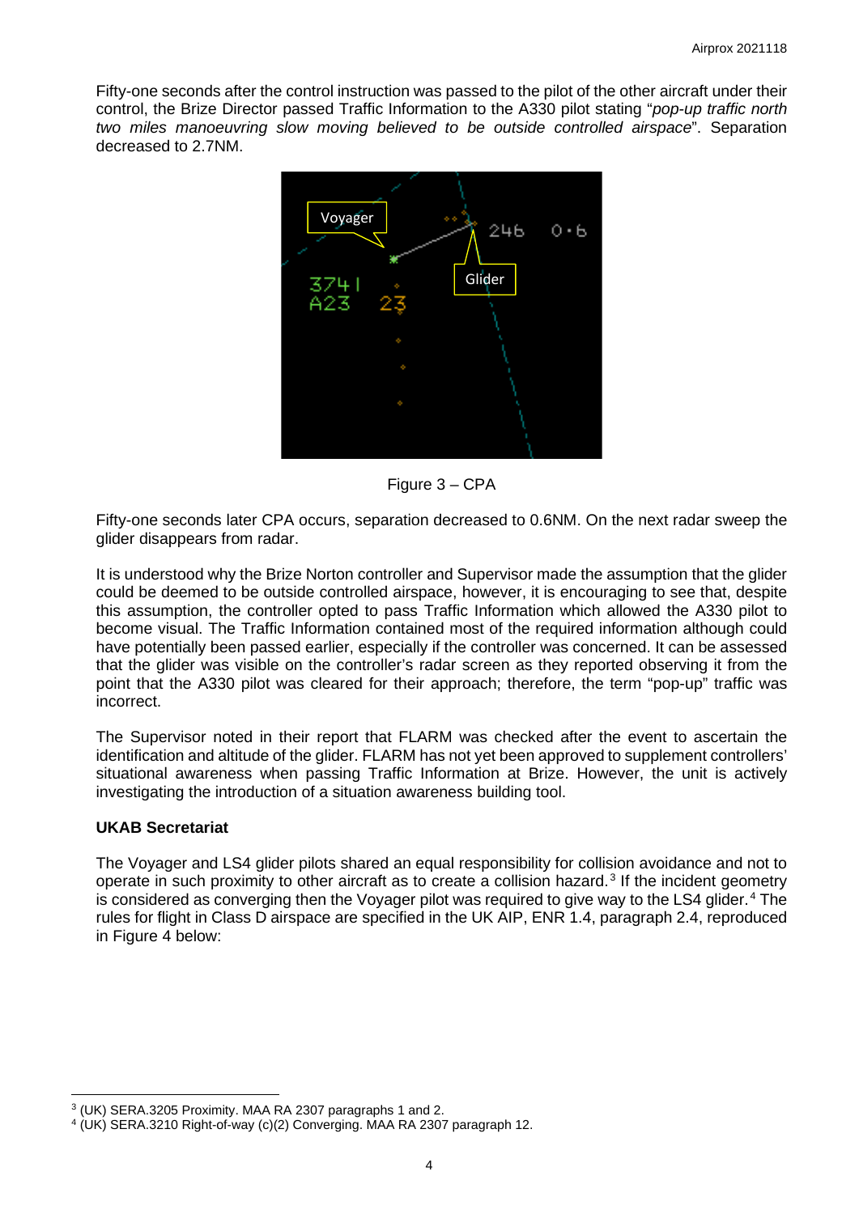Fifty-one seconds after the control instruction was passed to the pilot of the other aircraft under their control, the Brize Director passed Traffic Information to the A330 pilot stating "*pop-up traffic north two miles manoeuvring slow moving believed to be outside controlled airspace*". Separation decreased to 2.7NM.

Figure 3 – CPA

Fifty-one seconds later CPA occurs, separation decreased to 0.6NM. On the next radar sweep the glider disappears from radar.

It is understood why the Brize Norton controller and Supervisor made the assumption that the glider could be deemed to be outside controlled airspace, however, it is encouraging to see that, despite this assumption, the controller opted to pass Traffic Information which allowed the A330 pilot to become visual. The Traffic Information contained most of the required information although could have potentially been passed earlier, especially if the controller was concerned. It can be assessed that the glider was visible on the controller's radar screen as they reported observing it from the point that the A330 pilot was cleared for their approach; therefore, the term "pop-up" traffic was incorrect.

The Supervisor noted in their report that FLARM was checked after the event to ascertain the identification and altitude of the glider. FLARM has not yet been approved to supplement controllers' situational awareness when passing Traffic Information at Brize. However, the unit is actively investigating the introduction of a situation awareness building tool.

**UKAB Secretariat**

The Voyager and LS4 glider pilots shared an equal responsibility for collision avoidance and not to operate in such proximity to other aircraft as to create a collision hazard.[3] If the incident geometry is considered as converging then the Voyager pilot was required to give way to the LS4 glider.[4] The rules for flight in Class D airspace are specified in the UK AIP, ENR 1.4, paragraph 2.4, reproduced in Figure 4 below:

---

[3] (UK) SERA.3205 Proximity. MAA RA 2307 paragraphs 1 and 2.

[4] (UK) SERA.3210 Right-of-way (c)(2) Converging. MAA RA 2307 paragraph 12.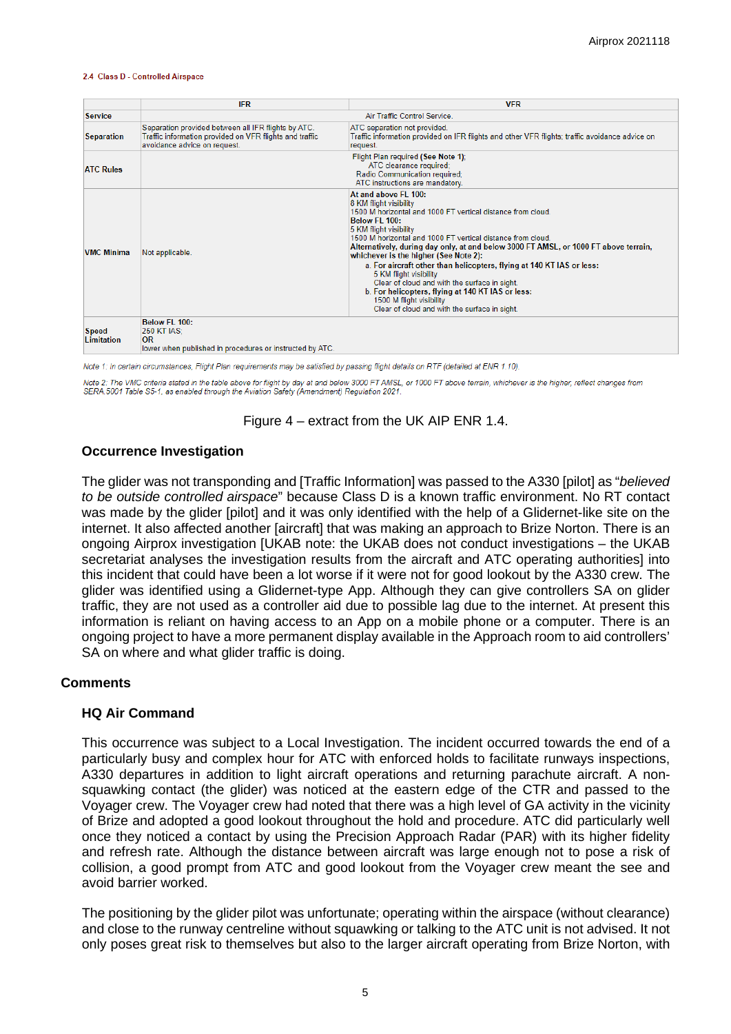2.4 Class D - Controlled Airspace

| | IFR | VFR |
|---|---|---|
| **Service** | Air Traffic Control Service. | |
| **Separation** | Separation provided between all IFR flights by ATC. Traffic information provided on VFR flights and traffic avoidance advice on request. | ATC separation not provided. Traffic information provided on IFR flights and other VFR flights; traffic avoidance advice on request. |
| **ATC Rules** | Flight Plan required **(See Note 1)**; ATC clearance required; Radio Communication required; ATC instructions are mandatory. | |
| **VMC Minima** | Not applicable. | **At and above FL 100:** 8 KM flight visibility 1500 M horizontal and 1000 FT vertical distance from cloud. **Below FL 100:** 5 KM flight visibility 1500 M horizontal and 1000 FT vertical distance from cloud. **Alternatively, during day only, at and below 3000 FT AMSL, or 1000 FT above terrain, whichever is the higher (See Note 2):** a. **For aircraft other than helicopters, flying at 140 KT IAS or less:** 5 KM flight visibility Clear of cloud and with the surface in sight. b. **For helicopters, flying at 140 KT IAS or less:** 1500 M flight visibility Clear of cloud and with the surface in sight. |
| **Speed Limitation** | **Below FL 100:** 250 KT IAS; **OR** lower when published in procedures or instructed by ATC. | |

*Note 1: In certain circumstances, Flight Plan requirements may be satisfied by passing flight details on RTF (detailed at ENR 1.10).*

*Note 2: The VMC criteria stated in the table above for flight by day at and below 3000 FT AMSL, or 1000 FT above terrain, whichever is the higher, reflect changes from SERA.5001 Table S5-1, as enabled through the Aviation Safety (Amendment) Regulation 2021.*

Figure 4 – extract from the UK AIP ENR 1.4.

### Occurrence Investigation

The glider was not transponding and [Traffic Information] was passed to the A330 [pilot] as "*believed to be outside controlled airspace*" because Class D is a known traffic environment. No RT contact was made by the glider [pilot] and it was only identified with the help of a Glidernet-like site on the internet. It also affected another [aircraft] that was making an approach to Brize Norton. There is an ongoing Airprox investigation [UKAB note: the UKAB does not conduct investigations – the UKAB secretariat analyses the investigation results from the aircraft and ATC operating authorities] into this incident that could have been a lot worse if it were not for good lookout by the A330 crew. The glider was identified using a Glidernet-type App. Although they can give controllers SA on glider traffic, they are not used as a controller aid due to possible lag due to the internet. At present this information is reliant on having access to an App on a mobile phone or a computer. There is an ongoing project to have a more permanent display available in the Approach room to aid controllers' SA on where and what glider traffic is doing.

## Comments

### HQ Air Command

This occurrence was subject to a Local Investigation. The incident occurred towards the end of a particularly busy and complex hour for ATC with enforced holds to facilitate runways inspections, A330 departures in addition to light aircraft operations and returning parachute aircraft. A non-squawking contact (the glider) was noticed at the eastern edge of the CTR and passed to the Voyager crew. The Voyager crew had noted that there was a high level of GA activity in the vicinity of Brize and adopted a good lookout throughout the hold and procedure. ATC did particularly well once they noticed a contact by using the Precision Approach Radar (PAR) with its higher fidelity and refresh rate. Although the distance between aircraft was large enough not to pose a risk of collision, a good prompt from ATC and good lookout from the Voyager crew meant the see and avoid barrier worked.

The positioning by the glider pilot was unfortunate; operating within the airspace (without clearance) and close to the runway centreline without squawking or talking to the ATC unit is not advised. It not only poses great risk to themselves but also to the larger aircraft operating from Brize Norton, with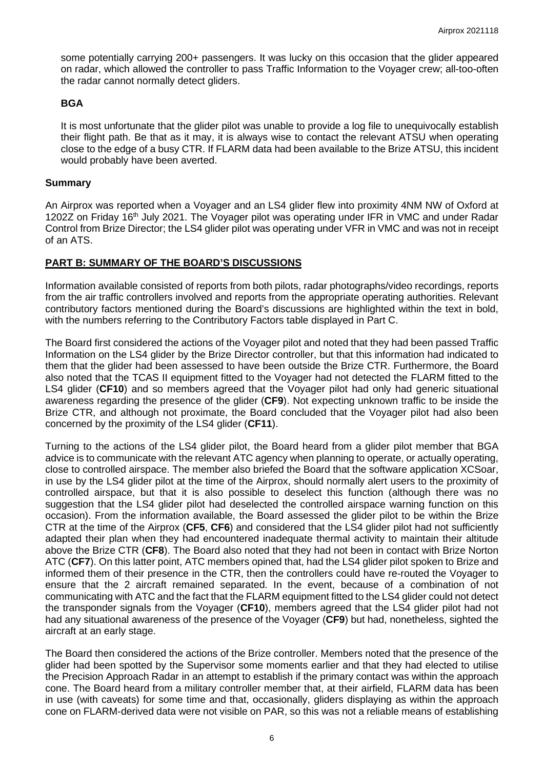some potentially carrying 200+ passengers. It was lucky on this occasion that the glider appeared on radar, which allowed the controller to pass Traffic Information to the Voyager crew; all-too-often the radar cannot normally detect gliders.

**BGA**

It is most unfortunate that the glider pilot was unable to provide a log file to unequivocally establish their flight path. Be that as it may, it is always wise to contact the relevant ATSU when operating close to the edge of a busy CTR. If FLARM data had been available to the Brize ATSU, this incident would probably have been averted.

## Summary

An Airprox was reported when a Voyager and an LS4 glider flew into proximity 4NM NW of Oxford at 1202Z on Friday 16th July 2021. The Voyager pilot was operating under IFR in VMC and under Radar Control from Brize Director; the LS4 glider pilot was operating under VFR in VMC and was not in receipt of an ATS.

## PART B: SUMMARY OF THE BOARD'S DISCUSSIONS

Information available consisted of reports from both pilots, radar photographs/video recordings, reports from the air traffic controllers involved and reports from the appropriate operating authorities. Relevant contributory factors mentioned during the Board's discussions are highlighted within the text in bold, with the numbers referring to the Contributory Factors table displayed in Part C.

The Board first considered the actions of the Voyager pilot and noted that they had been passed Traffic Information on the LS4 glider by the Brize Director controller, but that this information had indicated to them that the glider had been assessed to have been outside the Brize CTR. Furthermore, the Board also noted that the TCAS II equipment fitted to the Voyager had not detected the FLARM fitted to the LS4 glider (**CF10**) and so members agreed that the Voyager pilot had only had generic situational awareness regarding the presence of the glider (**CF9**). Not expecting unknown traffic to be inside the Brize CTR, and although not proximate, the Board concluded that the Voyager pilot had also been concerned by the proximity of the LS4 glider (**CF11**).

Turning to the actions of the LS4 glider pilot, the Board heard from a glider pilot member that BGA advice is to communicate with the relevant ATC agency when planning to operate, or actually operating, close to controlled airspace. The member also briefed the Board that the software application XCSoar, in use by the LS4 glider pilot at the time of the Airprox, should normally alert users to the proximity of controlled airspace, but that it is also possible to deselect this function (although there was no suggestion that the LS4 glider pilot had deselected the controlled airspace warning function on this occasion). From the information available, the Board assessed the glider pilot to be within the Brize CTR at the time of the Airprox (**CF5**, **CF6**) and considered that the LS4 glider pilot had not sufficiently adapted their plan when they had encountered inadequate thermal activity to maintain their altitude above the Brize CTR (**CF8**). The Board also noted that they had not been in contact with Brize Norton ATC (**CF7**). On this latter point, ATC members opined that, had the LS4 glider pilot spoken to Brize and informed them of their presence in the CTR, then the controllers could have re-routed the Voyager to ensure that the 2 aircraft remained separated. In the event, because of a combination of not communicating with ATC and the fact that the FLARM equipment fitted to the LS4 glider could not detect the transponder signals from the Voyager (**CF10**), members agreed that the LS4 glider pilot had not had any situational awareness of the presence of the Voyager (**CF9**) but had, nonetheless, sighted the aircraft at an early stage.

The Board then considered the actions of the Brize controller. Members noted that the presence of the glider had been spotted by the Supervisor some moments earlier and that they had elected to utilise the Precision Approach Radar in an attempt to establish if the primary contact was within the approach cone. The Board heard from a military controller member that, at their airfield, FLARM data has been in use (with caveats) for some time and that, occasionally, gliders displaying as within the approach cone on FLARM-derived data were not visible on PAR, so this was not a reliable means of establishing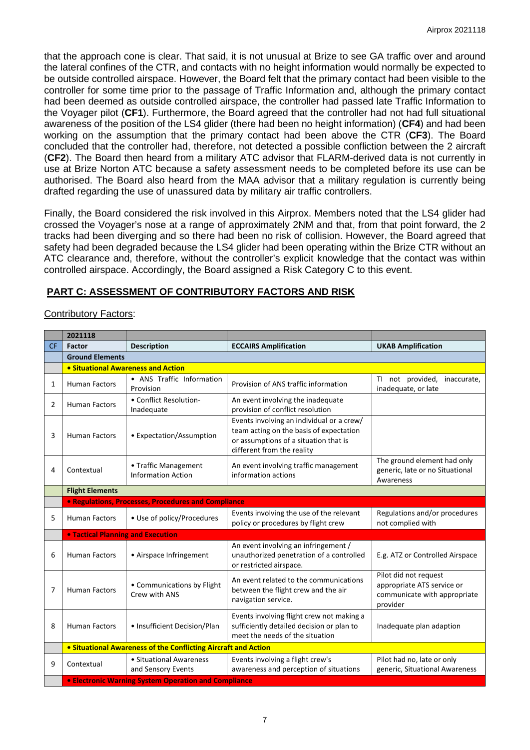that the approach cone is clear. That said, it is not unusual at Brize to see GA traffic over and around the lateral confines of the CTR, and contacts with no height information would normally be expected to be outside controlled airspace. However, the Board felt that the primary contact had been visible to the controller for some time prior to the passage of Traffic Information and, although the primary contact had been deemed as outside controlled airspace, the controller had passed late Traffic Information to the Voyager pilot (**CF1**). Furthermore, the Board agreed that the controller had not had full situational awareness of the position of the LS4 glider (there had been no height information) (**CF4**) and had been working on the assumption that the primary contact had been above the CTR (**CF3**). The Board concluded that the controller had, therefore, not detected a possible confliction between the 2 aircraft (**CF2**). The Board then heard from a military ATC advisor that FLARM-derived data is not currently in use at Brize Norton ATC because a safety assessment needs to be completed before its use can be authorised. The Board also heard from the MAA advisor that a military regulation is currently being drafted regarding the use of unassured data by military air traffic controllers.

Finally, the Board considered the risk involved in this Airprox. Members noted that the LS4 glider had crossed the Voyager's nose at a range of approximately 2NM and that, from that point forward, the 2 tracks had been diverging and so there had been no risk of collision. However, the Board agreed that safety had been degraded because the LS4 glider had been operating within the Brize CTR without an ATC clearance and, therefore, without the controller's explicit knowledge that the contact was within controlled airspace. Accordingly, the Board assigned a Risk Category C to this event.

## PART C: ASSESSMENT OF CONTRIBUTORY FACTORS AND RISK

Contributory Factors:

| | 2021118 | | | |
|---|---|---|---|---|
| CF | Factor | Description | ECCAIRS Amplification | UKAB Amplification |
| | **Ground Elements** | | | |
| | **• Situational Awareness and Action** | | | |
| 1 | Human Factors | • ANS Traffic Information Provision | Provision of ANS traffic information | TI not provided, inaccurate, inadequate, or late |
| 2 | Human Factors | • Conflict Resolution-Inadequate | An event involving the inadequate provision of conflict resolution | |
| 3 | Human Factors | • Expectation/Assumption | Events involving an individual or a crew/ team acting on the basis of expectation or assumptions of a situation that is different from the reality | |
| 4 | Contextual | • Traffic Management Information Action | An event involving traffic management information actions | The ground element had only generic, late or no Situational Awareness |
| | **Flight Elements** | | | |
| | **• Regulations, Processes, Procedures and Compliance** | | | |
| 5 | Human Factors | • Use of policy/Procedures | Events involving the use of the relevant policy or procedures by flight crew | Regulations and/or procedures not complied with |
| | **• Tactical Planning and Execution** | | | |
| 6 | Human Factors | • Airspace Infringement | An event involving an infringement / unauthorized penetration of a controlled or restricted airspace. | E.g. ATZ or Controlled Airspace |
| 7 | Human Factors | • Communications by Flight Crew with ANS | An event related to the communications between the flight crew and the air navigation service. | Pilot did not request appropriate ATS service or communicate with appropriate provider |
| 8 | Human Factors | • Insufficient Decision/Plan | Events involving flight crew not making a sufficiently detailed decision or plan to meet the needs of the situation | Inadequate plan adaption |
| | **• Situational Awareness of the Conflicting Aircraft and Action** | | | |
| 9 | Contextual | • Situational Awareness and Sensory Events | Events involving a flight crew's awareness and perception of situations | Pilot had no, late or only generic, Situational Awareness |
| | **• Electronic Warning System Operation and Compliance** | | | |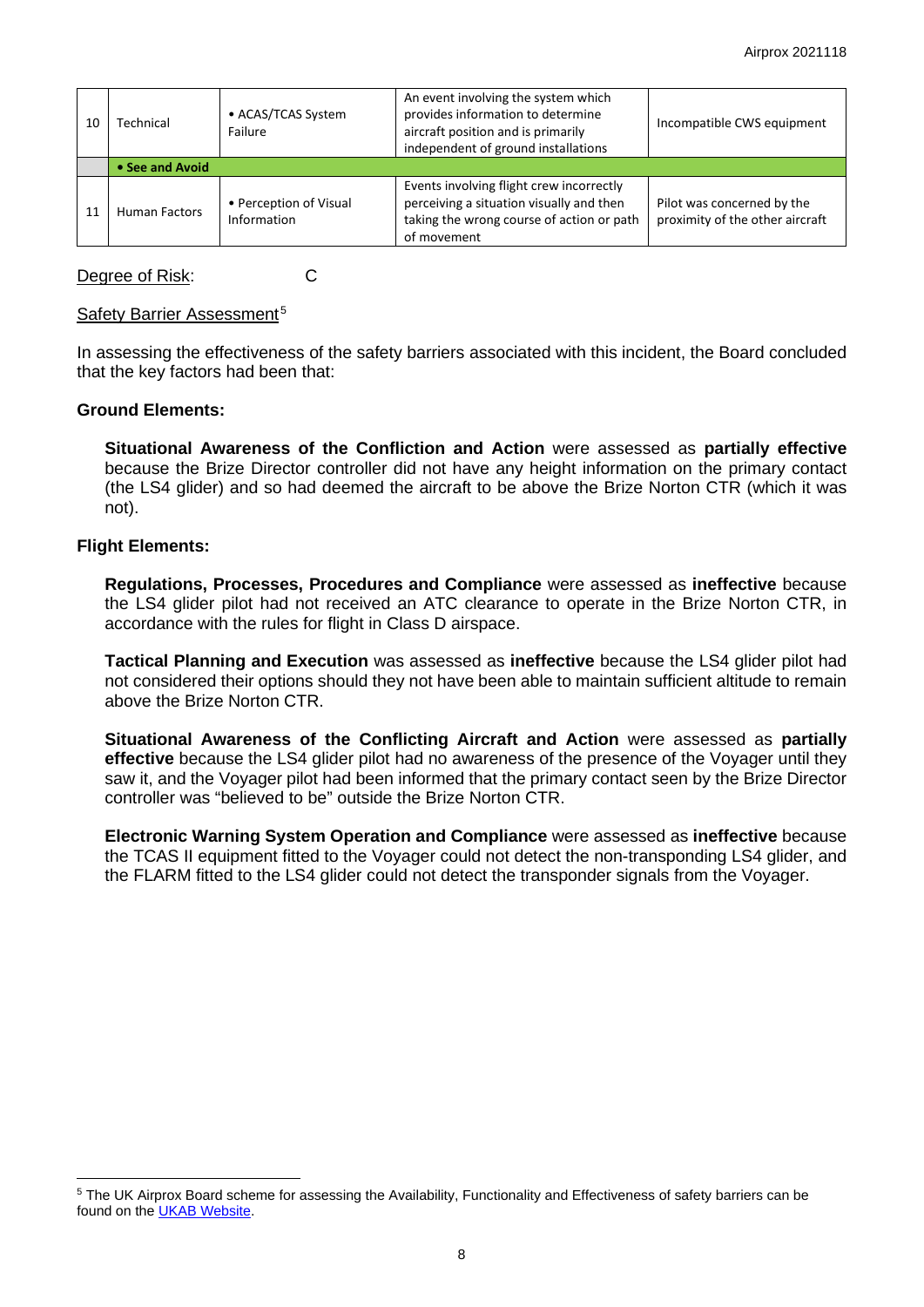| 10 | Technical | • ACAS/TCAS System Failure | An event involving the system which provides information to determine aircraft position and is primarily independent of ground installations | Incompatible CWS equipment |
|---|---|---|---|---|
| | **• See and Avoid** | | | |
| 11 | Human Factors | • Perception of Visual Information | Events involving flight crew incorrectly perceiving a situation visually and then taking the wrong course of action or path of movement | Pilot was concerned by the proximity of the other aircraft |

Degree of Risk: C

Safety Barrier Assessment[5]

In assessing the effectiveness of the safety barriers associated with this incident, the Board concluded that the key factors had been that:

**Ground Elements:**

**Situational Awareness of the Confliction and Action** were assessed as **partially effective** because the Brize Director controller did not have any height information on the primary contact (the LS4 glider) and so had deemed the aircraft to be above the Brize Norton CTR (which it was not).

**Flight Elements:**

**Regulations, Processes, Procedures and Compliance** were assessed as **ineffective** because the LS4 glider pilot had not received an ATC clearance to operate in the Brize Norton CTR, in accordance with the rules for flight in Class D airspace.

**Tactical Planning and Execution** was assessed as **ineffective** because the LS4 glider pilot had not considered their options should they not have been able to maintain sufficient altitude to remain above the Brize Norton CTR.

**Situational Awareness of the Conflicting Aircraft and Action** were assessed as **partially effective** because the LS4 glider pilot had no awareness of the presence of the Voyager until they saw it, and the Voyager pilot had been informed that the primary contact seen by the Brize Director controller was "believed to be" outside the Brize Norton CTR.

**Electronic Warning System Operation and Compliance** were assessed as **ineffective** because the TCAS II equipment fitted to the Voyager could not detect the non-transponding LS4 glider, and the FLARM fitted to the LS4 glider could not detect the transponder signals from the Voyager.

[5] The UK Airprox Board scheme for assessing the Availability, Functionality and Effectiveness of safety barriers can be found on the UKAB Website.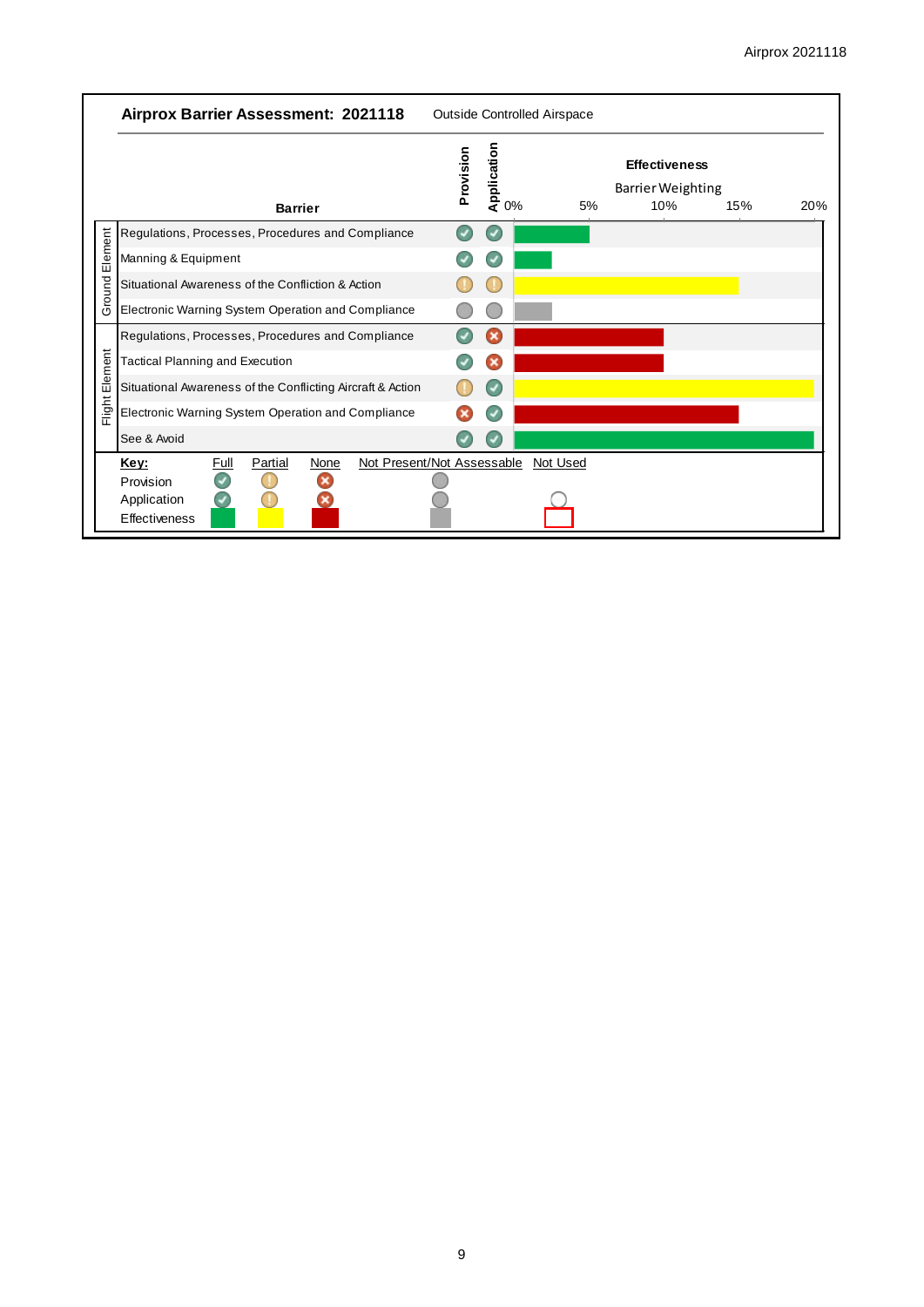**Airprox Barrier Assessment: 2021118** Outside Controlled Airspace

Barrier

Provision

Application

Effectiveness

Barrier Weighting

0% 5% 10% 15% 20%

Ground Element

Regulations, Processes, Procedures and Compliance

Manning & Equipment

Situational Awareness of the Confliction & Action

Electronic Warning System Operation and Compliance

Flight Element

Regulations, Processes, Procedures and Compliance

Tactical Planning and Execution

Situational Awareness of the Conflicting Aircraft & Action

Electronic Warning System Operation and Compliance

See & Avoid

Key: Full Partial None Not Present/Not Assessable Not Used

Provision

Application

Effectiveness